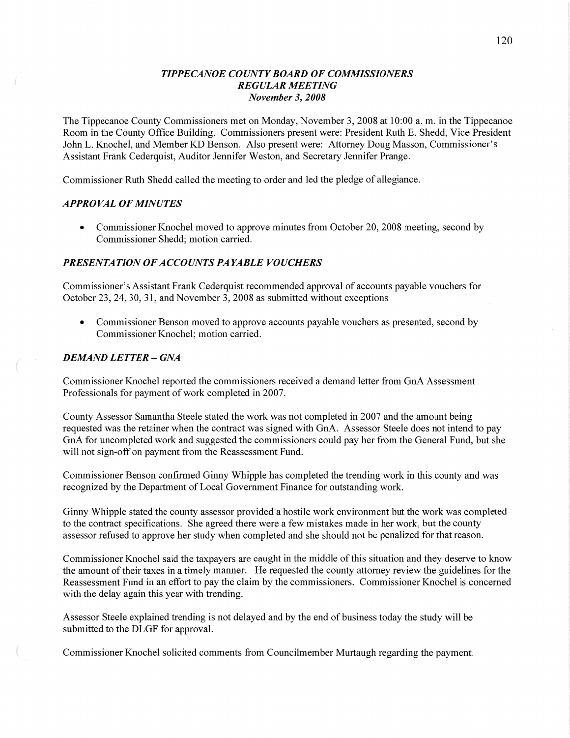## *TIPPECANOE COUNTY BOARD OF COMMISSIONERS*
## *REGULAR MEETING*
### *November 3, 2008*

The Tippecanoe County Commissioners met on Monday, November 3, 2008 at 10:00 a. m. in the Tippecanoe Room in the County Office Building. Commissioners present were: President Ruth E. Shedd, Vice President John L. Knochel, and Member KD Benson. Also present were: Attorney Doug Masson, Commissioner's Assistant Frank Cederquist, Auditor Jennifer Weston, and Secretary Jennifer Prange.

Commissioner Ruth Shedd called the meeting to order and led the pledge of allegiance.

### *APPROVAL OF MINUTES*

- Commissioner Knochel moved to approve minutes from October 20, 2008 meeting, second by Commissioner Shedd; motion carried.

### *PRESENTATION OF ACCOUNTS PAYABLE VOUCHERS*

Commissioner's Assistant Frank Cederquist recommended approval of accounts payable vouchers for October 23, 24, 30, 31, and November 3, 2008 as submitted without exceptions

- Commissioner Benson moved to approve accounts payable vouchers as presented, second by Commissioner Knochel; motion carried.

### *DEMAND LETTER – GNA*

Commissioner Knochel reported the commissioners received a demand letter from GnA Assessment Professionals for payment of work completed in 2007.

County Assessor Samantha Steele stated the work was not completed in 2007 and the amount being requested was the retainer when the contract was signed with GnA. Assessor Steele does not intend to pay GnA for uncompleted work and suggested the commissioners could pay her from the General Fund, but she will not sign-off on payment from the Reassessment Fund.

Commissioner Benson confirmed Ginny Whipple has completed the trending work in this county and was recognized by the Department of Local Government Finance for outstanding work.

Ginny Whipple stated the county assessor provided a hostile work environment but the work was completed to the contract specifications. She agreed there were a few mistakes made in her work, but the county assessor refused to approve her study when completed and she should not be penalized for that reason.

Commissioner Knochel said the taxpayers are caught in the middle of this situation and they deserve to know the amount of their taxes in a timely manner. He requested the county attorney review the guidelines for the Reassessment Fund in an effort to pay the claim by the commissioners. Commissioner Knochel is concerned with the delay again this year with trending.

Assessor Steele explained trending is not delayed and by the end of business today the study will be submitted to the DLGF for approval.

Commissioner Knochel solicited comments from Councilmember Murtaugh regarding the payment.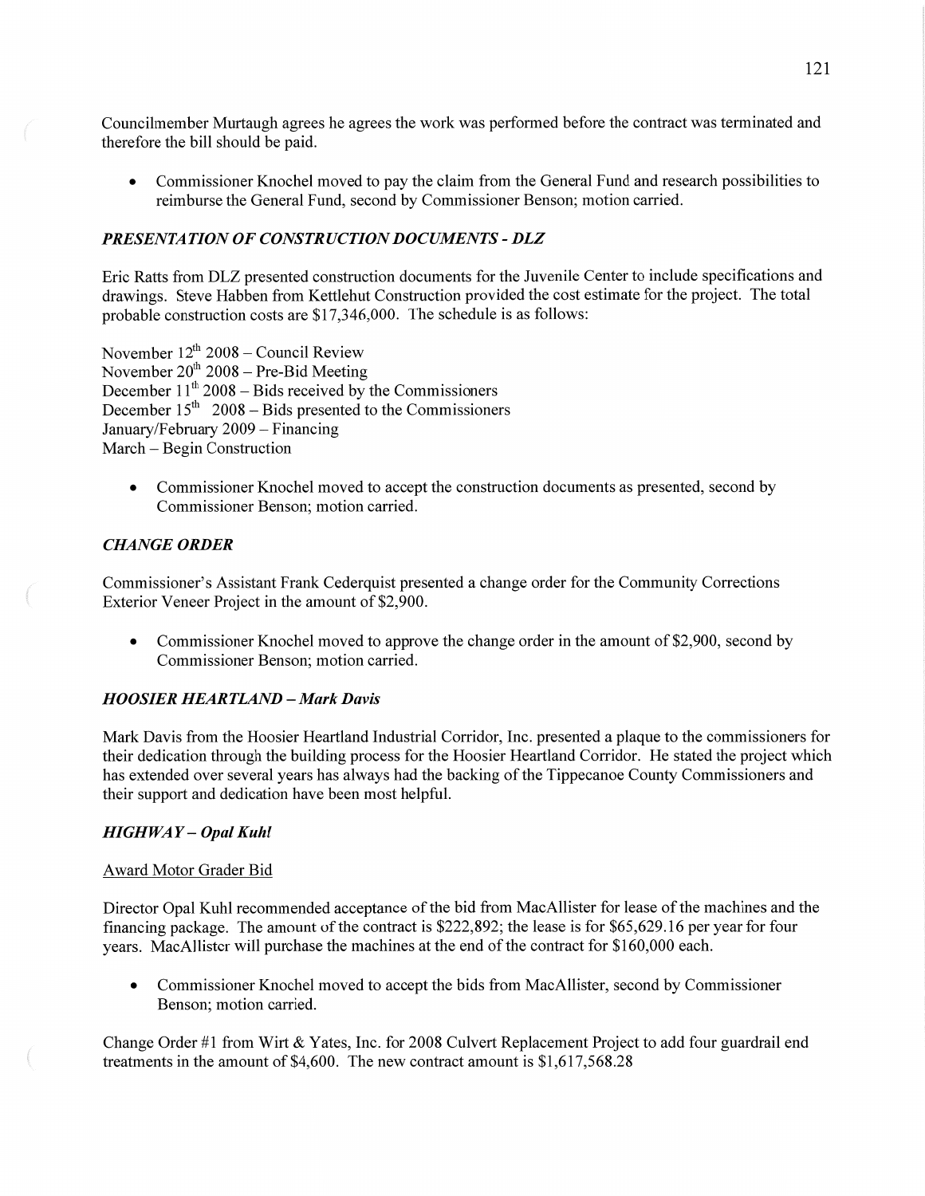Councilmember Murtaugh agrees he agrees the work was performed before the contract was terminated and therefore the bill should be paid.

- Commissioner Knochel moved to pay the claim from the General Fund and research possibilities to reimburse the General Fund, second by Commissioner Benson; motion carried.

### *PRESENTATION OF CONSTRUCTION DOCUMENTS - DLZ*

Eric Ratts from DLZ presented construction documents for the Juvenile Center to include specifications and drawings. Steve Habben from Kettlehut Construction provided the cost estimate for the project. The total probable construction costs are $17,346,000. The schedule is as follows:

November 12th 2008 – Council Review
November 20th 2008 – Pre-Bid Meeting
December 11th 2008 – Bids received by the Commissioners
December 15th 2008 – Bids presented to the Commissioners
January/February 2009 – Financing
March – Begin Construction

- Commissioner Knochel moved to accept the construction documents as presented, second by Commissioner Benson; motion carried.

### *CHANGE ORDER*

Commissioner's Assistant Frank Cederquist presented a change order for the Community Corrections Exterior Veneer Project in the amount of $2,900.

- Commissioner Knochel moved to approve the change order in the amount of $2,900, second by Commissioner Benson; motion carried.

### *HOOSIER HEARTLAND – Mark Davis*

Mark Davis from the Hoosier Heartland Industrial Corridor, Inc. presented a plaque to the commissioners for their dedication through the building process for the Hoosier Heartland Corridor. He stated the project which has extended over several years has always had the backing of the Tippecanoe County Commissioners and their support and dedication have been most helpful.

### *HIGHWAY – Opal Kuhl*

Award Motor Grader Bid

Director Opal Kuhl recommended acceptance of the bid from MacAllister for lease of the machines and the financing package. The amount of the contract is $222,892; the lease is for $65,629.16 per year for four years. MacAllister will purchase the machines at the end of the contract for $160,000 each.

- Commissioner Knochel moved to accept the bids from MacAllister, second by Commissioner Benson; motion carried.

Change Order #1 from Wirt & Yates, Inc. for 2008 Culvert Replacement Project to add four guardrail end treatments in the amount of $4,600. The new contract amount is $1,617,568.28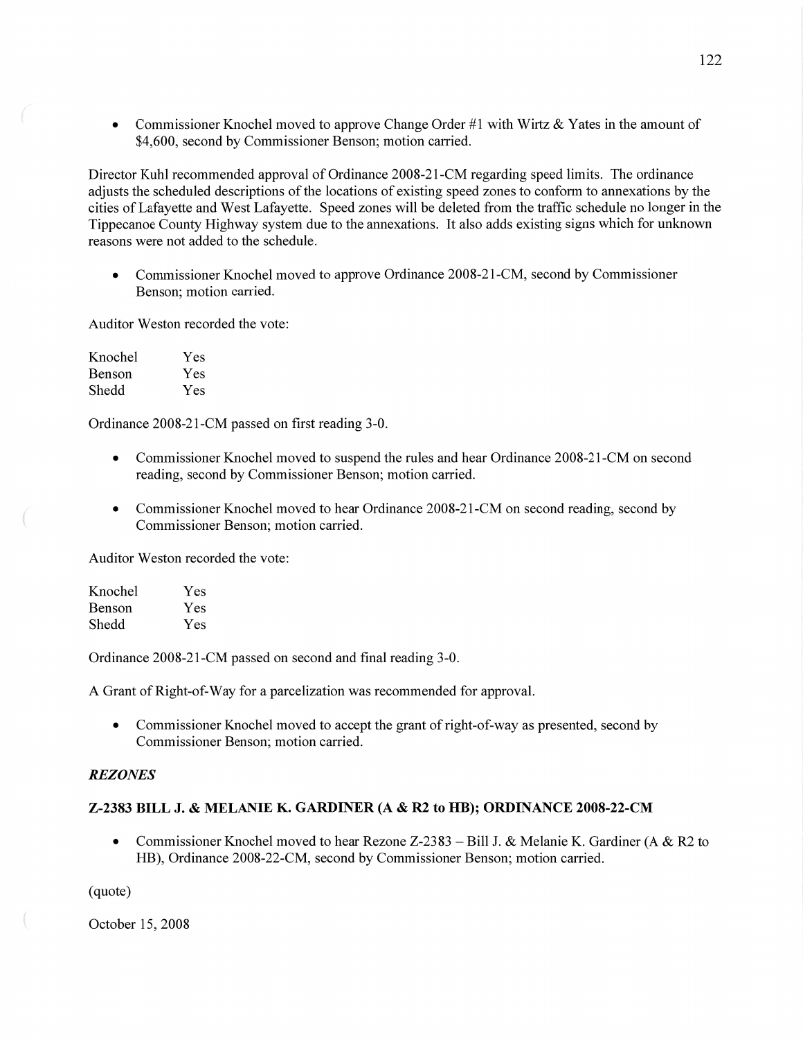- Commissioner Knochel moved to approve Change Order #1 with Wirtz & Yates in the amount of $4,600, second by Commissioner Benson; motion carried.

Director Kuhl recommended approval of Ordinance 2008-21-CM regarding speed limits. The ordinance adjusts the scheduled descriptions of the locations of existing speed zones to conform to annexations by the cities of Lafayette and West Lafayette. Speed zones will be deleted from the traffic schedule no longer in the Tippecanoe County Highway system due to the annexations. It also adds existing signs which for unknown reasons were not added to the schedule.

- Commissioner Knochel moved to approve Ordinance 2008-21-CM, second by Commissioner Benson; motion carried.

Auditor Weston recorded the vote:

| | |
|---|---|
| Knochel | Yes |
| Benson | Yes |
| Shedd | Yes |

Ordinance 2008-21-CM passed on first reading 3-0.

- Commissioner Knochel moved to suspend the rules and hear Ordinance 2008-21-CM on second reading, second by Commissioner Benson; motion carried.

- Commissioner Knochel moved to hear Ordinance 2008-21-CM on second reading, second by Commissioner Benson; motion carried.

Auditor Weston recorded the vote:

| | |
|---|---|
| Knochel | Yes |
| Benson | Yes |
| Shedd | Yes |

Ordinance 2008-21-CM passed on second and final reading 3-0.

A Grant of Right-of-Way for a parcelization was recommended for approval.

- Commissioner Knochel moved to accept the grant of right-of-way as presented, second by Commissioner Benson; motion carried.

***REZONES***

**Z-2383 BILL J. & MELANIE K. GARDINER (A & R2 to HB); ORDINANCE 2008-22-CM**

- Commissioner Knochel moved to hear Rezone Z-2383 – Bill J. & Melanie K. Gardiner (A & R2 to HB), Ordinance 2008-22-CM, second by Commissioner Benson; motion carried.

(quote)

October 15, 2008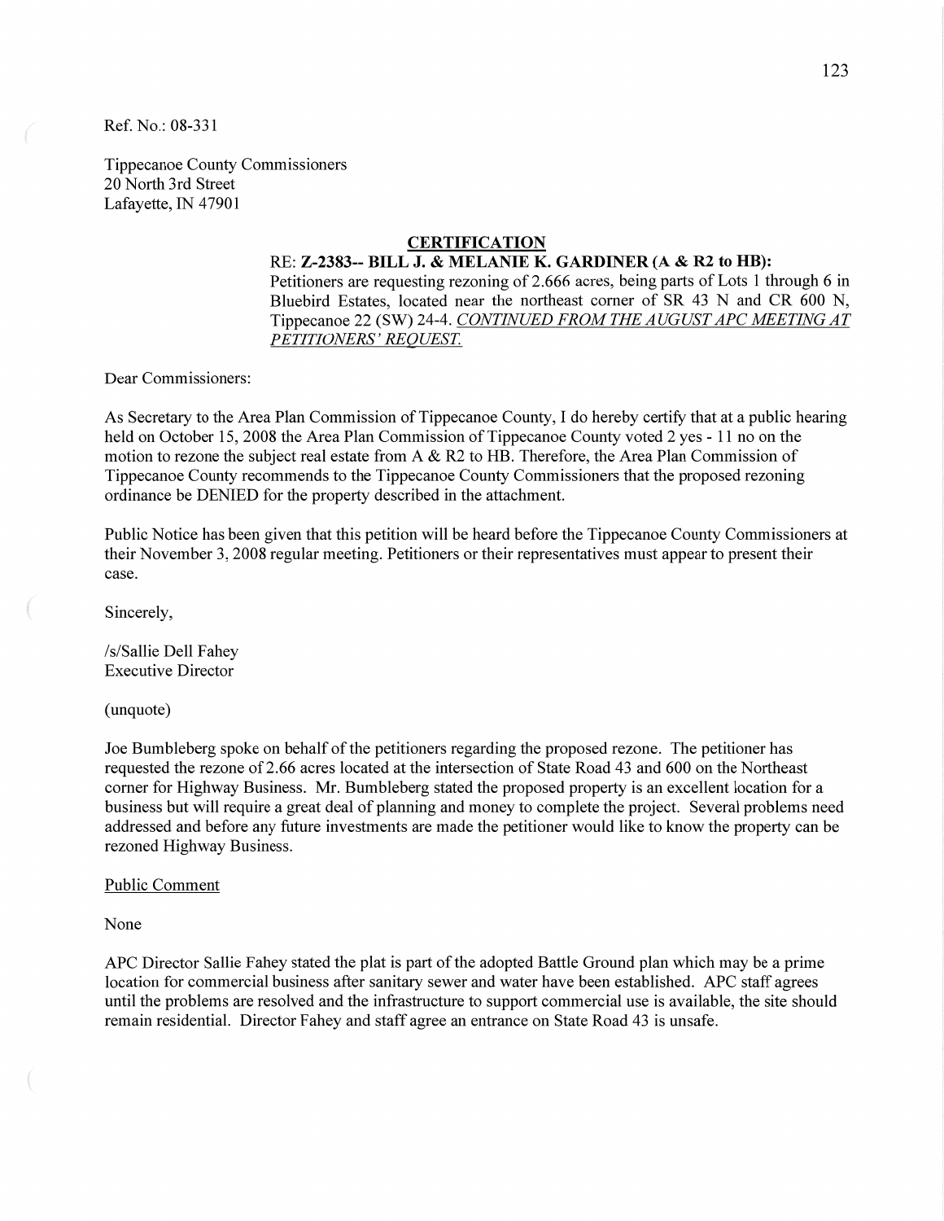Ref. No.: 08-331

Tippecanoe County Commissioners
20 North 3rd Street
Lafayette, IN 47901

**CERTIFICATION**

RE: **Z-2383-- BILL J. & MELANIE K. GARDINER (A & R2 to HB):**
Petitioners are requesting rezoning of 2.666 acres, being parts of Lots 1 through 6 in Bluebird Estates, located near the northeast corner of SR 43 N and CR 600 N, Tippecanoe 22 (SW) 24-4. *CONTINUED FROM THE AUGUST APC MEETING AT PETITIONERS' REQUEST.*

Dear Commissioners:

As Secretary to the Area Plan Commission of Tippecanoe County, I do hereby certify that at a public hearing held on October 15, 2008 the Area Plan Commission of Tippecanoe County voted 2 yes - 11 no on the motion to rezone the subject real estate from A & R2 to HB. Therefore, the Area Plan Commission of Tippecanoe County recommends to the Tippecanoe County Commissioners that the proposed rezoning ordinance be DENIED for the property described in the attachment.

Public Notice has been given that this petition will be heard before the Tippecanoe County Commissioners at their November 3, 2008 regular meeting. Petitioners or their representatives must appear to present their case.

Sincerely,

/s/Sallie Dell Fahey
Executive Director

(unquote)

Joe Bumbleberg spoke on behalf of the petitioners regarding the proposed rezone. The petitioner has requested the rezone of 2.66 acres located at the intersection of State Road 43 and 600 on the Northeast corner for Highway Business. Mr. Bumbleberg stated the proposed property is an excellent location for a business but will require a great deal of planning and money to complete the project. Several problems need addressed and before any future investments are made the petitioner would like to know the property can be rezoned Highway Business.

Public Comment

None

APC Director Sallie Fahey stated the plat is part of the adopted Battle Ground plan which may be a prime location for commercial business after sanitary sewer and water have been established. APC staff agrees until the problems are resolved and the infrastructure to support commercial use is available, the site should remain residential. Director Fahey and staff agree an entrance on State Road 43 is unsafe.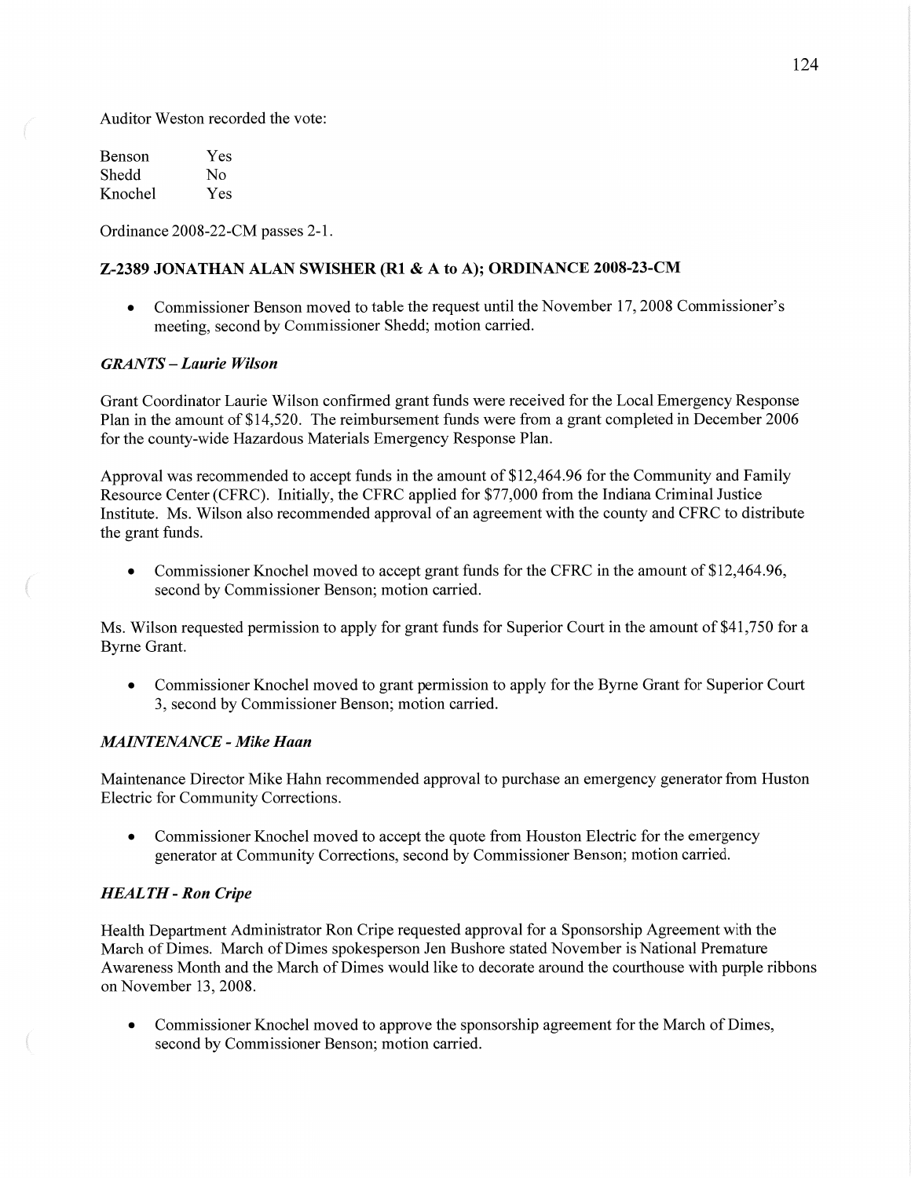Auditor Weston recorded the vote:

| | |
|---|---|
| Benson | Yes |
| Shedd | No |
| Knochel | Yes |

Ordinance 2008-22-CM passes 2-1.

## Z-2389 JONATHAN ALAN SWISHER (R1 & A to A); ORDINANCE 2008-23-CM

- Commissioner Benson moved to table the request until the November 17, 2008 Commissioner's meeting, second by Commissioner Shedd; motion carried.

### *GRANTS – Laurie Wilson*

Grant Coordinator Laurie Wilson confirmed grant funds were received for the Local Emergency Response Plan in the amount of $14,520. The reimbursement funds were from a grant completed in December 2006 for the county-wide Hazardous Materials Emergency Response Plan.

Approval was recommended to accept funds in the amount of $12,464.96 for the Community and Family Resource Center (CFRC). Initially, the CFRC applied for $77,000 from the Indiana Criminal Justice Institute. Ms. Wilson also recommended approval of an agreement with the county and CFRC to distribute the grant funds.

- Commissioner Knochel moved to accept grant funds for the CFRC in the amount of $12,464.96, second by Commissioner Benson; motion carried.

Ms. Wilson requested permission to apply for grant funds for Superior Court in the amount of $41,750 for a Byrne Grant.

- Commissioner Knochel moved to grant permission to apply for the Byrne Grant for Superior Court 3, second by Commissioner Benson; motion carried.

### *MAINTENANCE - Mike Haan*

Maintenance Director Mike Hahn recommended approval to purchase an emergency generator from Huston Electric for Community Corrections.

- Commissioner Knochel moved to accept the quote from Houston Electric for the emergency generator at Community Corrections, second by Commissioner Benson; motion carried.

### *HEALTH - Ron Cripe*

Health Department Administrator Ron Cripe requested approval for a Sponsorship Agreement with the March of Dimes. March of Dimes spokesperson Jen Bushore stated November is National Premature Awareness Month and the March of Dimes would like to decorate around the courthouse with purple ribbons on November 13, 2008.

- Commissioner Knochel moved to approve the sponsorship agreement for the March of Dimes, second by Commissioner Benson; motion carried.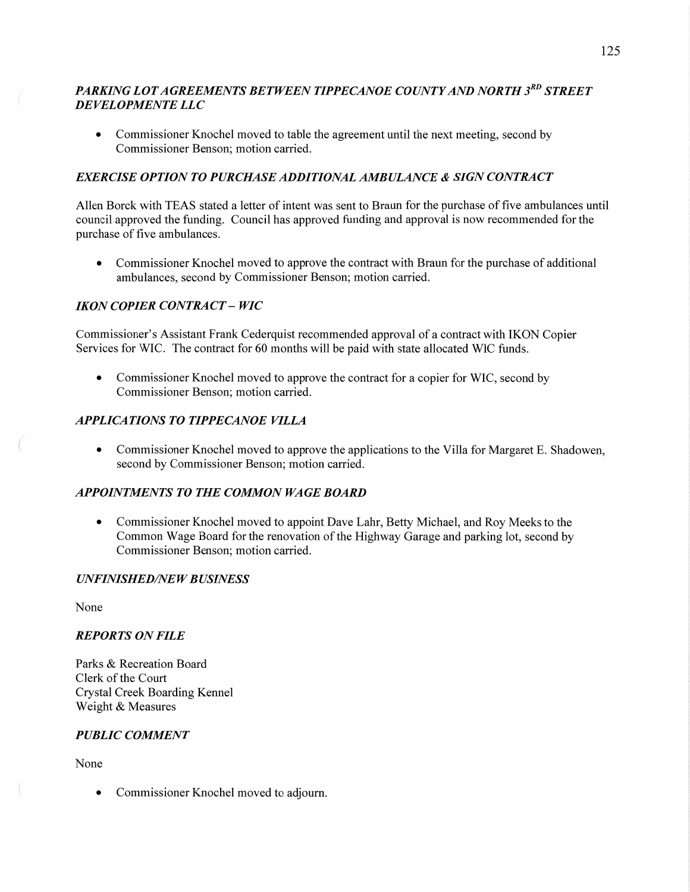### *PARKING LOT AGREEMENTS BETWEEN TIPPECANOE COUNTY AND NORTH 3RD STREET DEVELOPMENTE LLC*

- Commissioner Knochel moved to table the agreement until the next meeting, second by Commissioner Benson; motion carried.

### *EXERCISE OPTION TO PURCHASE ADDITIONAL AMBULANCE & SIGN CONTRACT*

Allen Borck with TEAS stated a letter of intent was sent to Braun for the purchase of five ambulances until council approved the funding. Council has approved funding and approval is now recommended for the purchase of five ambulances.

- Commissioner Knochel moved to approve the contract with Braun for the purchase of additional ambulances, second by Commissioner Benson; motion carried.

### *IKON COPIER CONTRACT – WIC*

Commissioner's Assistant Frank Cederquist recommended approval of a contract with IKON Copier Services for WIC. The contract for 60 months will be paid with state allocated WIC funds.

- Commissioner Knochel moved to approve the contract for a copier for WIC, second by Commissioner Benson; motion carried.

### *APPLICATIONS TO TIPPECANOE VILLA*

- Commissioner Knochel moved to approve the applications to the Villa for Margaret E. Shadowen, second by Commissioner Benson; motion carried.

### *APPOINTMENTS TO THE COMMON WAGE BOARD*

- Commissioner Knochel moved to appoint Dave Lahr, Betty Michael, and Roy Meeks to the Common Wage Board for the renovation of the Highway Garage and parking lot, second by Commissioner Benson; motion carried.

### *UNFINISHED/NEW BUSINESS*

None

### *REPORTS ON FILE*

Parks & Recreation Board
Clerk of the Court
Crystal Creek Boarding Kennel
Weight & Measures

### *PUBLIC COMMENT*

None

- Commissioner Knochel moved to adjourn.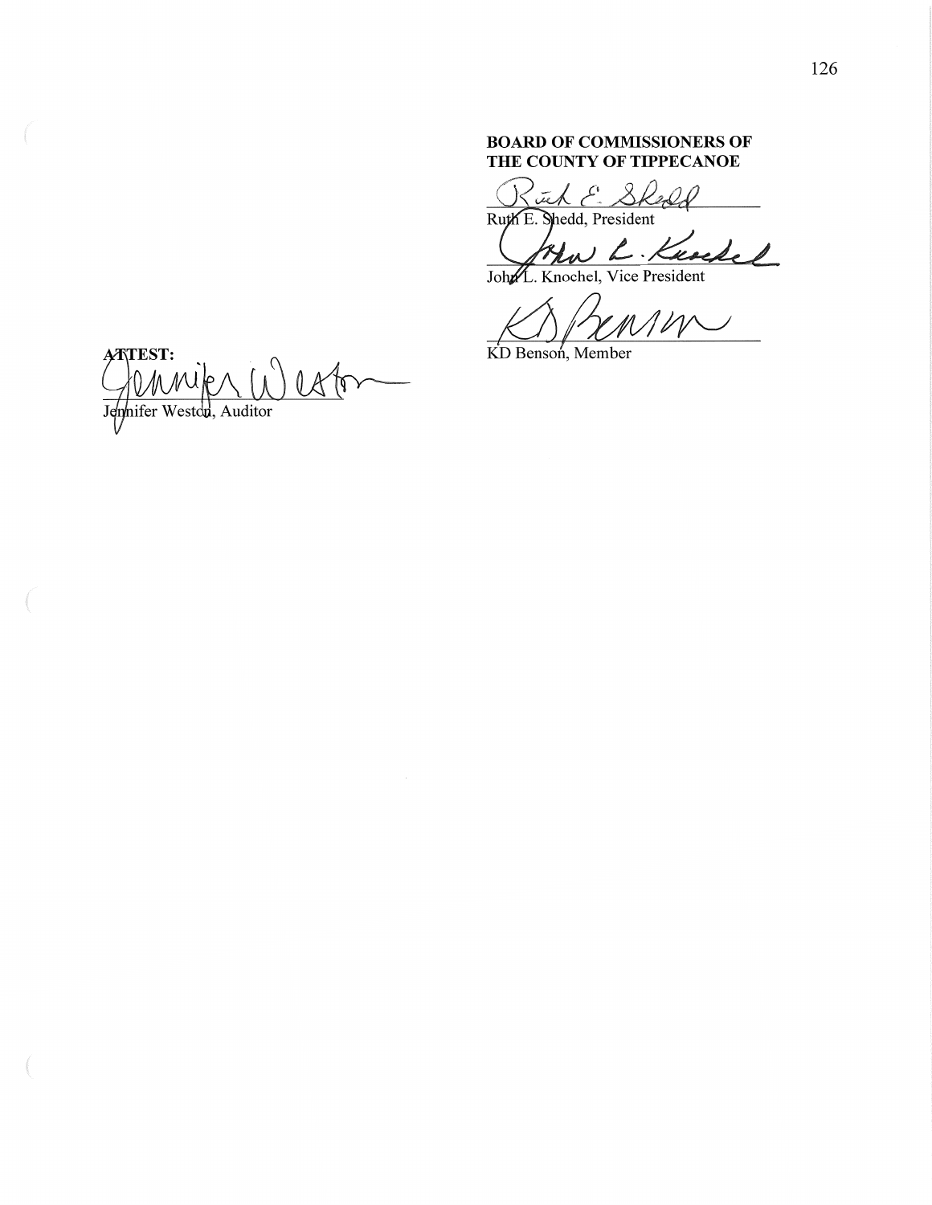**BOARD OF COMMISSIONERS OF THE COUNTY OF TIPPECANOE**

Ruth E. Shedd, President

John L. Knochel, Vice President

KD Benson, Member

**ATTEST:**

Jennifer Weston, Auditor